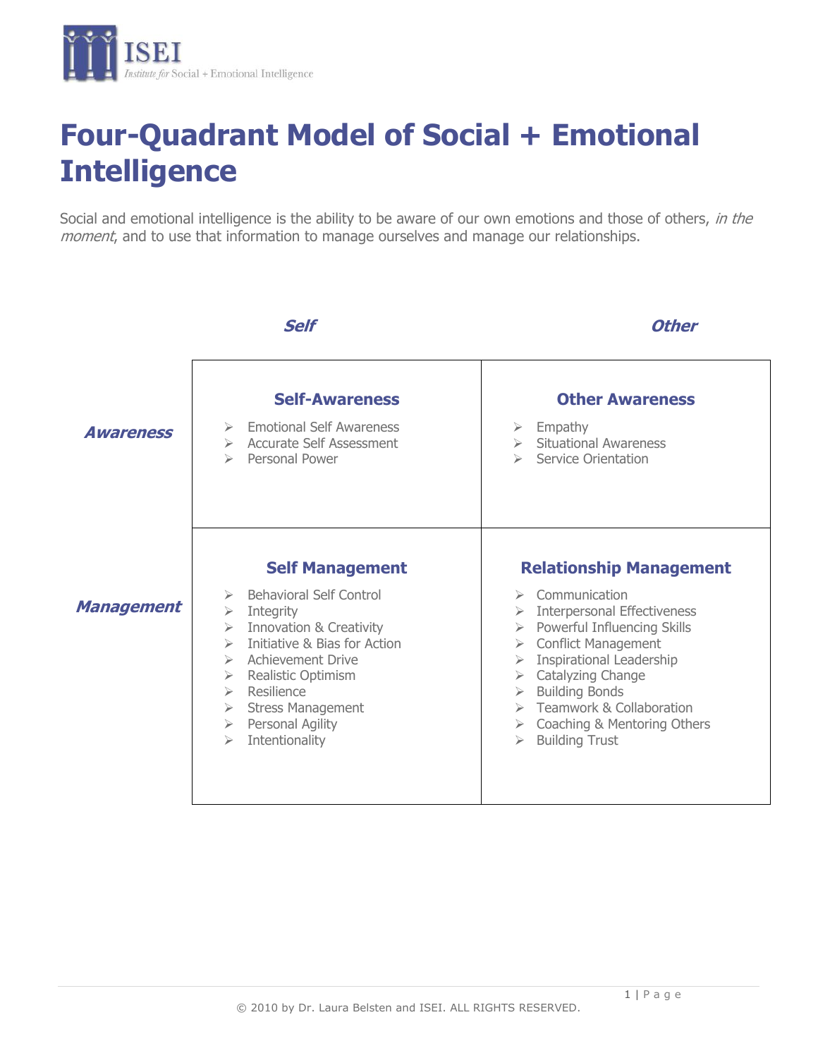ISEI
*Institute for* Social + Emotional Intelligence

# Four-Quadrant Model of Social + Emotional Intelligence

Social and emotional intelligence is the ability to be aware of our own emotions and those of others, *in the moment*, and to use that information to manage ourselves and manage our relationships.

| | ***Self*** | ***Other*** |
|---|---|---|
| ***Awareness*** | **Self-Awareness**<br>➢ Emotional Self Awareness<br>➢ Accurate Self Assessment<br>➢ Personal Power | **Other Awareness**<br>➢ Empathy<br>➢ Situational Awareness<br>➢ Service Orientation |
| ***Management*** | **Self Management**<br>➢ Behavioral Self Control<br>➢ Integrity<br>➢ Innovation & Creativity<br>➢ Initiative & Bias for Action<br>➢ Achievement Drive<br>➢ Realistic Optimism<br>➢ Resilience<br>➢ Stress Management<br>➢ Personal Agility<br>➢ Intentionality | **Relationship Management**<br>➢ Communication<br>➢ Interpersonal Effectiveness<br>➢ Powerful Influencing Skills<br>➢ Conflict Management<br>➢ Inspirational Leadership<br>➢ Catalyzing Change<br>➢ Building Bonds<br>➢ Teamwork & Collaboration<br>➢ Coaching & Mentoring Others<br>➢ Building Trust |

© 2010 by Dr. Laura Belsten and ISEI. ALL RIGHTS RESERVED.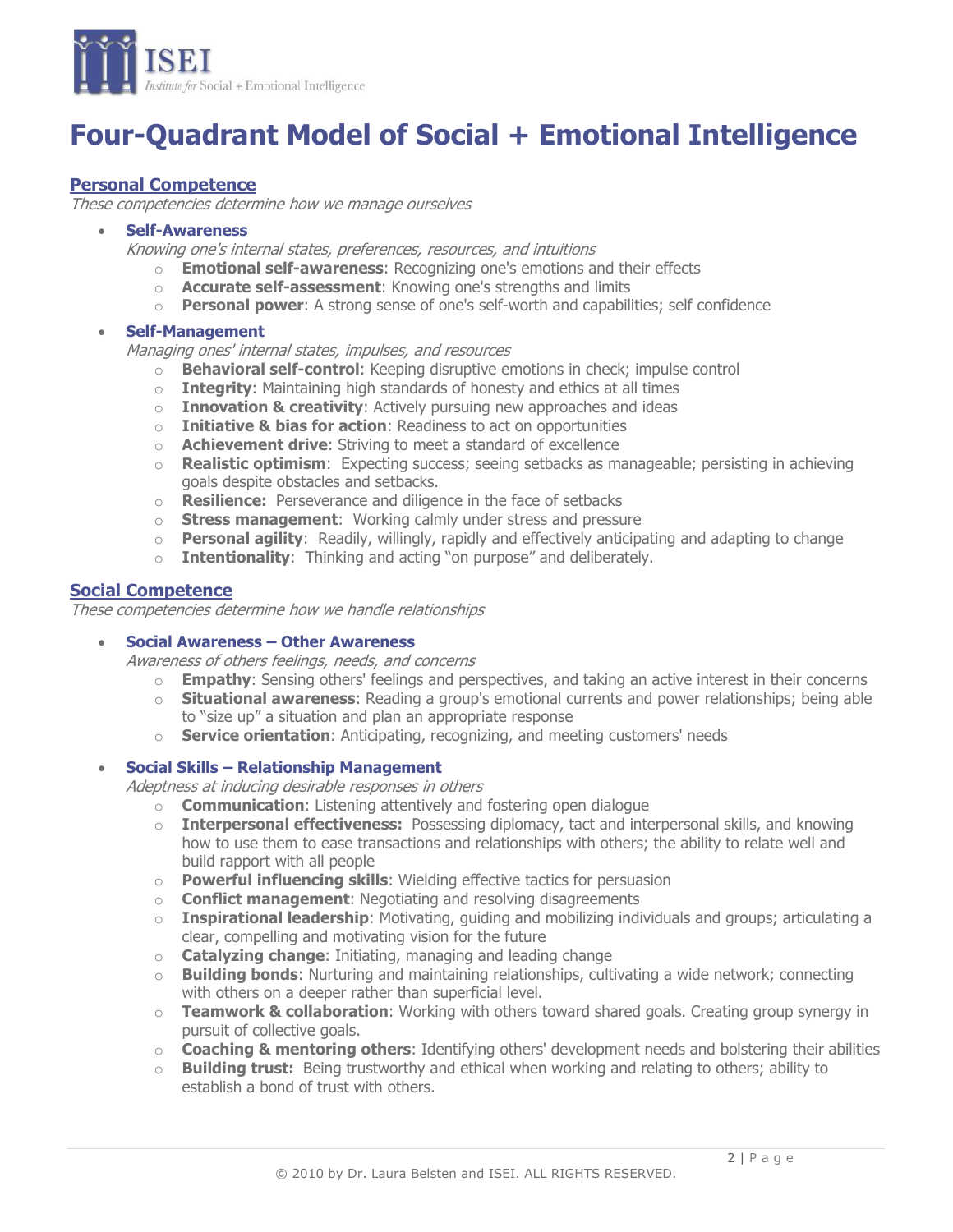# Four-Quadrant Model of Social + Emotional Intelligence

## Personal Competence

*These competencies determine how we manage ourselves*

- **Self-Awareness**
  *Knowing one's internal states, preferences, resources, and intuitions*
  - **Emotional self-awareness**: Recognizing one's emotions and their effects
  - **Accurate self-assessment**: Knowing one's strengths and limits
  - **Personal power**: A strong sense of one's self-worth and capabilities; self confidence

- **Self-Management**
  *Managing ones' internal states, impulses, and resources*
  - **Behavioral self-control**: Keeping disruptive emotions in check; impulse control
  - **Integrity**: Maintaining high standards of honesty and ethics at all times
  - **Innovation & creativity**: Actively pursuing new approaches and ideas
  - **Initiative & bias for action**: Readiness to act on opportunities
  - **Achievement drive**: Striving to meet a standard of excellence
  - **Realistic optimism**: Expecting success; seeing setbacks as manageable; persisting in achieving goals despite obstacles and setbacks.
  - **Resilience:** Perseverance and diligence in the face of setbacks
  - **Stress management**: Working calmly under stress and pressure
  - **Personal agility**: Readily, willingly, rapidly and effectively anticipating and adapting to change
  - **Intentionality**: Thinking and acting "on purpose" and deliberately.

## Social Competence

*These competencies determine how we handle relationships*

- **Social Awareness – Other Awareness**
  *Awareness of others feelings, needs, and concerns*
  - **Empathy**: Sensing others' feelings and perspectives, and taking an active interest in their concerns
  - **Situational awareness**: Reading a group's emotional currents and power relationships; being able to "size up" a situation and plan an appropriate response
  - **Service orientation**: Anticipating, recognizing, and meeting customers' needs

- **Social Skills – Relationship Management**
  *Adeptness at inducing desirable responses in others*
  - **Communication**: Listening attentively and fostering open dialogue
  - **Interpersonal effectiveness:** Possessing diplomacy, tact and interpersonal skills, and knowing how to use them to ease transactions and relationships with others; the ability to relate well and build rapport with all people
  - **Powerful influencing skills**: Wielding effective tactics for persuasion
  - **Conflict management**: Negotiating and resolving disagreements
  - **Inspirational leadership**: Motivating, guiding and mobilizing individuals and groups; articulating a clear, compelling and motivating vision for the future
  - **Catalyzing change**: Initiating, managing and leading change
  - **Building bonds**: Nurturing and maintaining relationships, cultivating a wide network; connecting with others on a deeper rather than superficial level.
  - **Teamwork & collaboration**: Working with others toward shared goals. Creating group synergy in pursuit of collective goals.
  - **Coaching & mentoring others**: Identifying others' development needs and bolstering their abilities
  - **Building trust:** Being trustworthy and ethical when working and relating to others; ability to establish a bond of trust with others.

© 2010 by Dr. Laura Belsten and ISEI. ALL RIGHTS RESERVED.